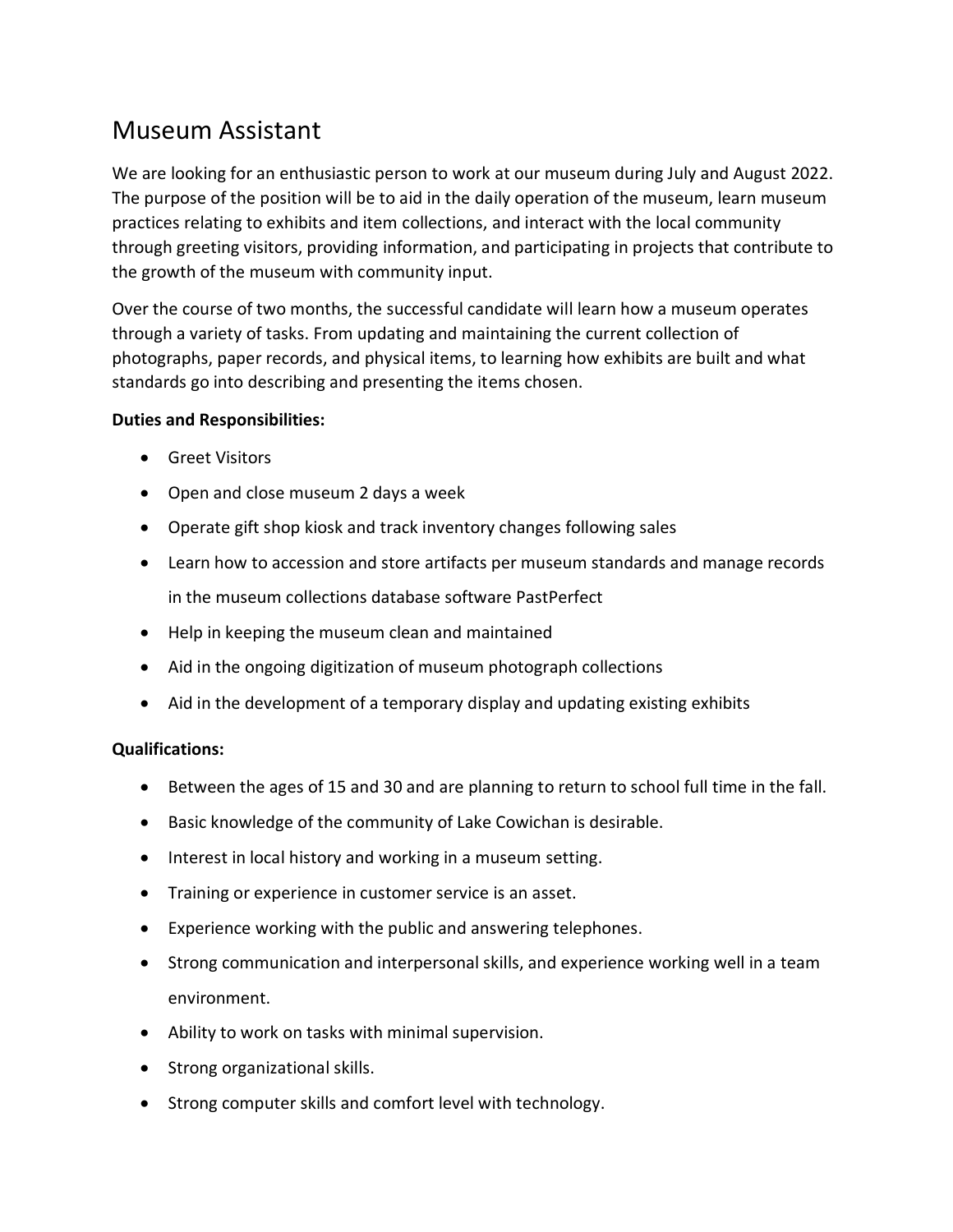# Museum Assistant

We are looking for an enthusiastic person to work at our museum during July and August 2022. The purpose of the position will be to aid in the daily operation of the museum, learn museum practices relating to exhibits and item collections, and interact with the local community through greeting visitors, providing information, and participating in projects that contribute to the growth of the museum with community input.

Over the course of two months, the successful candidate will learn how a museum operates through a variety of tasks. From updating and maintaining the current collection of photographs, paper records, and physical items, to learning how exhibits are built and what standards go into describing and presenting the items chosen.

**Duties and Responsibilities:**

- Greet Visitors
- Open and close museum 2 days a week
- Operate gift shop kiosk and track inventory changes following sales
- Learn how to accession and store artifacts per museum standards and manage records in the museum collections database software PastPerfect
- Help in keeping the museum clean and maintained
- Aid in the ongoing digitization of museum photograph collections
- Aid in the development of a temporary display and updating existing exhibits

**Qualifications:**

- Between the ages of 15 and 30 and are planning to return to school full time in the fall.
- Basic knowledge of the community of Lake Cowichan is desirable.
- Interest in local history and working in a museum setting.
- Training or experience in customer service is an asset.
- Experience working with the public and answering telephones.
- Strong communication and interpersonal skills, and experience working well in a team environment.
- Ability to work on tasks with minimal supervision.
- Strong organizational skills.
- Strong computer skills and comfort level with technology.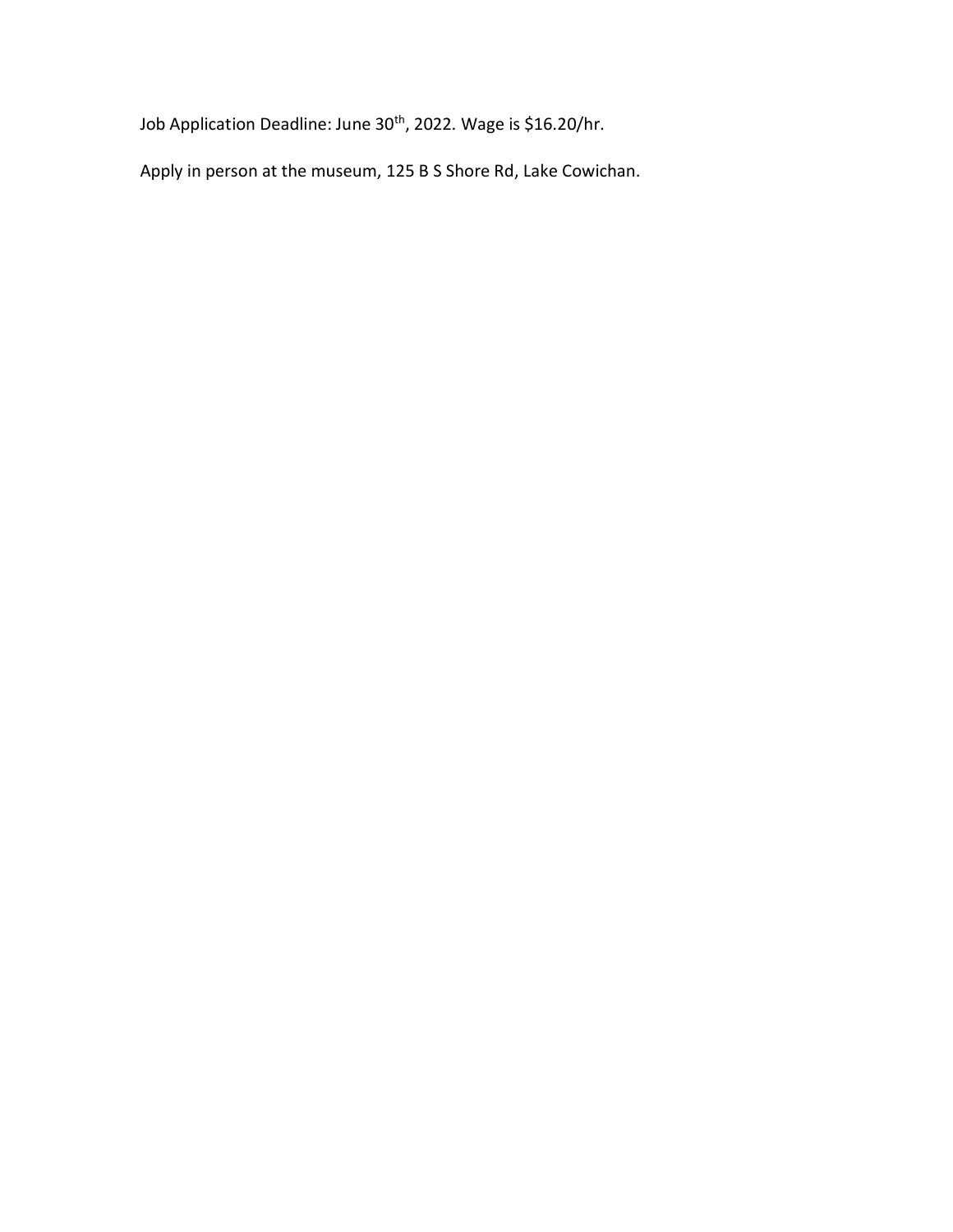Job Application Deadline: June 30th, 2022. Wage is $16.20/hr.

Apply in person at the museum, 125 B S Shore Rd, Lake Cowichan.